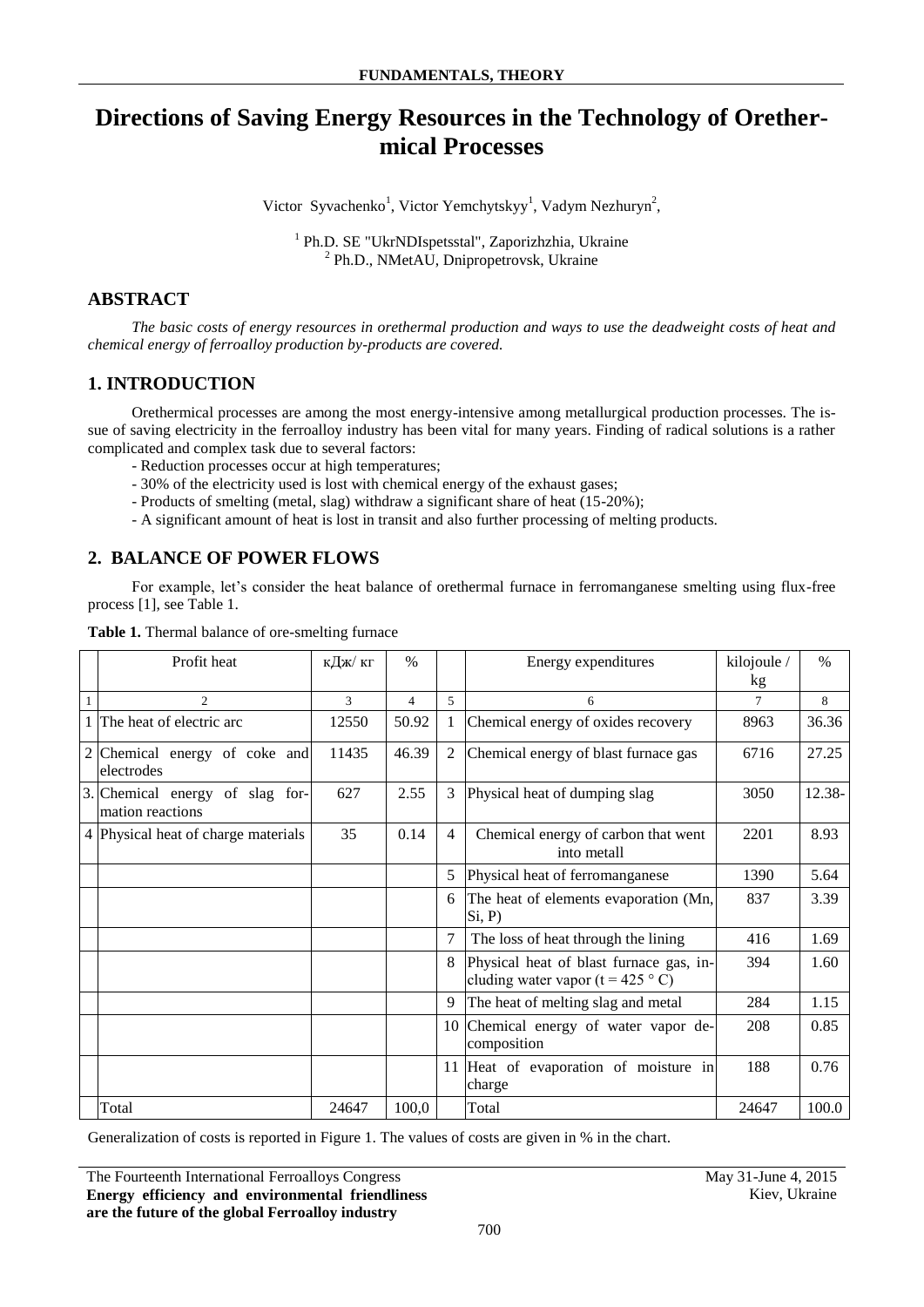# Directions of Saving Energy Resources in the Technology of Orethermical Processes

Victor Syvachenko[1], Victor Yemchytskyy[1], Vadym Nezhuryn[2],

[1] Ph.D. SE "UkrNDIspetsstal", Zaporizhzhia, Ukraine
[2] Ph.D., NMetAU, Dnipropetrovsk, Ukraine

## ABSTRACT

*The basic costs of energy resources in orethermal production and ways to use the deadweight costs of heat and chemical energy of ferroalloy production by-products are covered.*

## 1. INTRODUCTION

Orethermical processes are among the most energy-intensive among metallurgical production processes. The issue of saving electricity in the ferroalloy industry has been vital for many years. Finding of radical solutions is a rather complicated and complex task due to several factors:

- Reduction processes occur at high temperatures;
- 30% of the electricity used is lost with chemical energy of the exhaust gases;
- Products of smelting (metal, slag) withdraw a significant share of heat (15-20%);
- A significant amount of heat is lost in transit and also further processing of melting products.

## 2. BALANCE OF POWER FLOWS

For example, let's consider the heat balance of orethermal furnace in ferromanganese smelting using flux-free process [1], see Table 1.

**Table 1.** Thermal balance of ore-smelting furnace

| | Profit heat | кДж/ кг | % | | Energy expenditures | kilojoule / kg | % |
|---|---|---|---|---|---|---|---|
| 1 | 2 | 3 | 4 | 5 | 6 | 7 | 8 |
| 1 | The heat of electric arc | 12550 | 50.92 | 1 | Chemical energy of oxides recovery | 8963 | 36.36 |
| 2 | Chemical energy of coke and electrodes | 11435 | 46.39 | 2 | Chemical energy of blast furnace gas | 6716 | 27.25 |
| 3. | Chemical energy of slag formation reactions | 627 | 2.55 | 3 | Physical heat of dumping slag | 3050 | 12.38- |
| 4 | Physical heat of charge materials | 35 | 0.14 | 4 | Chemical energy of carbon that went into metall | 2201 | 8.93 |
| | | | | 5 | Physical heat of ferromanganese | 1390 | 5.64 |
| | | | | 6 | The heat of elements evaporation (Mn, Si, P) | 837 | 3.39 |
| | | | | 7 | The loss of heat through the lining | 416 | 1.69 |
| | | | | 8 | Physical heat of blast furnace gas, including water vapor (t = 425 ° C) | 394 | 1.60 |
| | | | | 9 | The heat of melting slag and metal | 284 | 1.15 |
| | | | | 10 | Chemical energy of water vapor decomposition | 208 | 0.85 |
| | | | | 11 | Heat of evaporation of moisture in charge | 188 | 0.76 |
| | Total | 24647 | 100,0 | | Total | 24647 | 100.0 |

Generalization of costs is reported in Figure 1. The values of costs are given in % in the chart.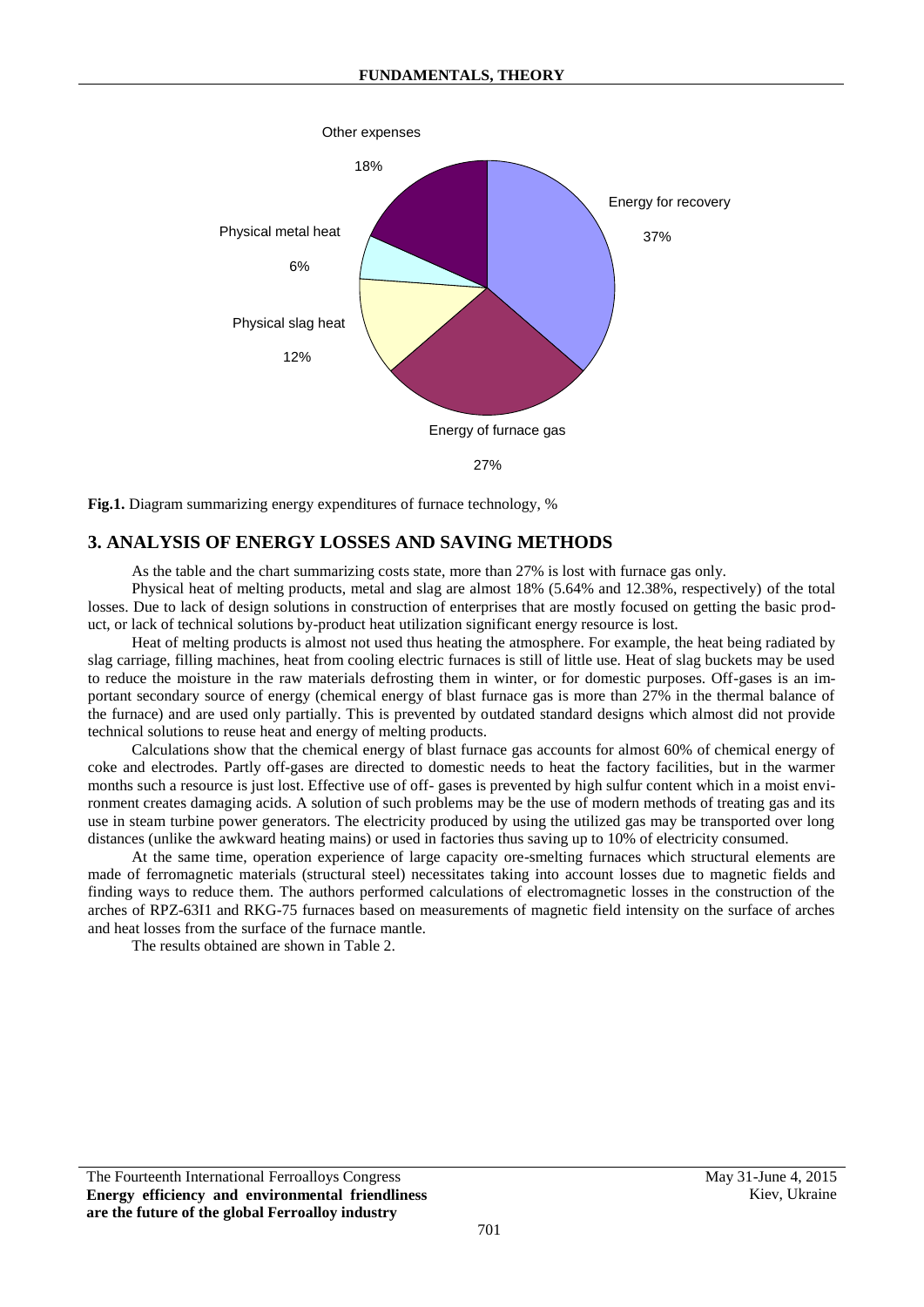Other expenses

18%

Energy for recovery

37%

Physical metal heat

6%

Physical slag heat

12%

Energy of furnace gas

27%

**Fig.1.** Diagram summarizing energy expenditures of furnace technology, %

## 3. ANALYSIS OF ENERGY LOSSES AND SAVING METHODS

As the table and the chart summarizing costs state, more than 27% is lost with furnace gas only.

Physical heat of melting products, metal and slag are almost 18% (5.64% and 12.38%, respectively) of the total losses. Due to lack of design solutions in construction of enterprises that are mostly focused on getting the basic product, or lack of technical solutions by-product heat utilization significant energy resource is lost.

Heat of melting products is almost not used thus heating the atmosphere. For example, the heat being radiated by slag carriage, filling machines, heat from cooling electric furnaces is still of little use. Heat of slag buckets may be used to reduce the moisture in the raw materials defrosting them in winter, or for domestic purposes. Off-gases is an important secondary source of energy (chemical energy of blast furnace gas is more than 27% in the thermal balance of the furnace) and are used only partially. This is prevented by outdated standard designs which almost did not provide technical solutions to reuse heat and energy of melting products.

Calculations show that the chemical energy of blast furnace gas accounts for almost 60% of chemical energy of coke and electrodes. Partly off-gases are directed to domestic needs to heat the factory facilities, but in the warmer months such a resource is just lost. Effective use of off- gases is prevented by high sulfur content which in a moist environment creates damaging acids. A solution of such problems may be the use of modern methods of treating gas and its use in steam turbine power generators. The electricity produced by using the utilized gas may be transported over long distances (unlike the awkward heating mains) or used in factories thus saving up to 10% of electricity consumed.

At the same time, operation experience of large capacity ore-smelting furnaces which structural elements are made of ferromagnetic materials (structural steel) necessitates taking into account losses due to magnetic fields and finding ways to reduce them. The authors performed calculations of electromagnetic losses in the construction of the arches of RPZ-63I1 and RKG-75 furnaces based on measurements of magnetic field intensity on the surface of arches and heat losses from the surface of the furnace mantle.

The results obtained are shown in Table 2.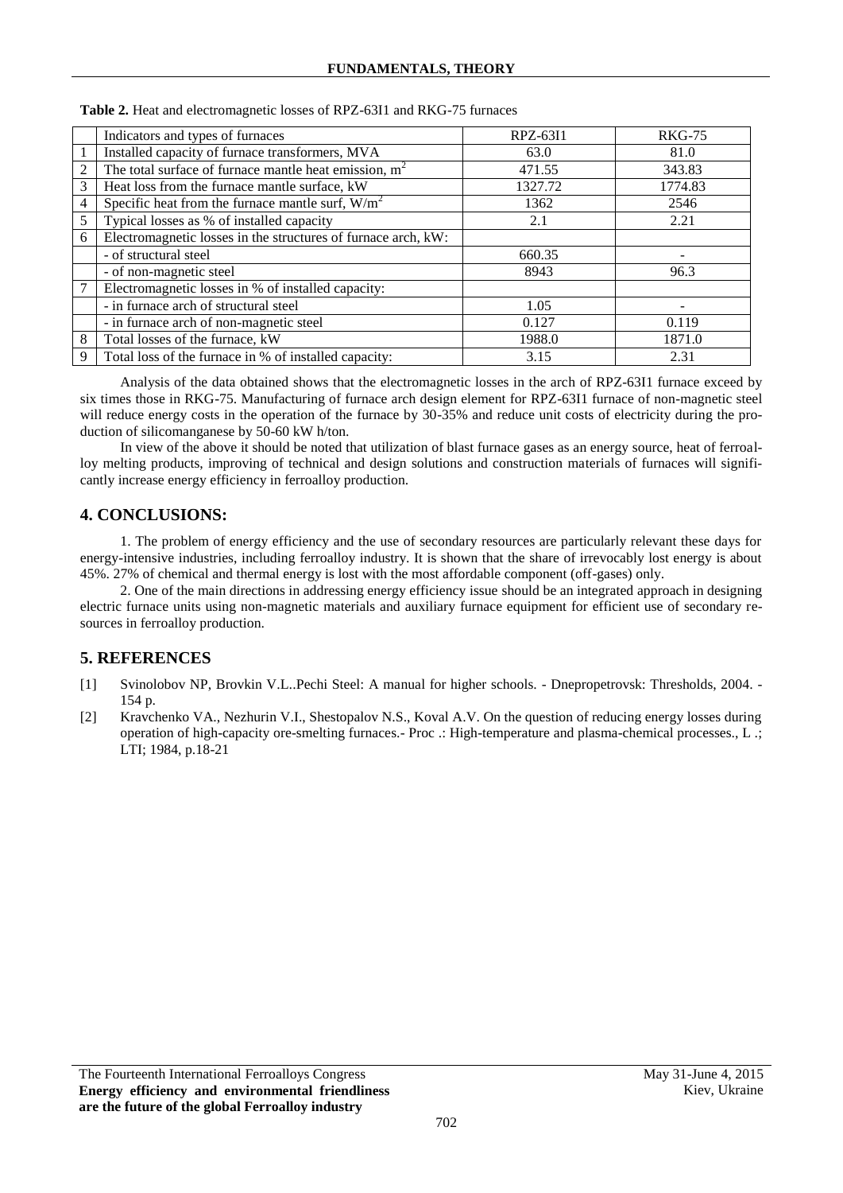**Table 2.** Heat and electromagnetic losses of RPZ-63I1 and RKG-75 furnaces

| | Indicators and types of furnaces | RPZ-63I1 | RKG-75 |
|---|---|---|---|
| 1 | Installed capacity of furnace transformers, MVA | 63.0 | 81.0 |
| 2 | The total surface of furnace mantle heat emission, $m^2$ | 471.55 | 343.83 |
| 3 | Heat loss from the furnace mantle surface, kW | 1327.72 | 1774.83 |
| 4 | Specific heat from the furnace mantle surf, $W/m^2$ | 1362 | 2546 |
| 5 | Typical losses as % of installed capacity | 2.1 | 2.21 |
| 6 | Electromagnetic losses in the structures of furnace arch, kW: | | |
| | - of structural steel | 660.35 | - |
| | - of non-magnetic steel | 8943 | 96.3 |
| 7 | Electromagnetic losses in % of installed capacity: | | |
| | - in furnace arch of structural steel | 1.05 | - |
| | - in furnace arch of non-magnetic steel | 0.127 | 0.119 |
| 8 | Total losses of the furnace, kW | 1988.0 | 1871.0 |
| 9 | Total loss of the furnace in % of installed capacity: | 3.15 | 2.31 |

Analysis of the data obtained shows that the electromagnetic losses in the arch of RPZ-63I1 furnace exceed by six times those in RKG-75. Manufacturing of furnace arch design element for RPZ-63I1 furnace of non-magnetic steel will reduce energy costs in the operation of the furnace by 30-35% and reduce unit costs of electricity during the production of silicomanganese by 50-60 kW h/ton.

In view of the above it should be noted that utilization of blast furnace gases as an energy source, heat of ferroalloy melting products, improving of technical and design solutions and construction materials of furnaces will significantly increase energy efficiency in ferroalloy production.

## 4. CONCLUSIONS:

1. The problem of energy efficiency and the use of secondary resources are particularly relevant these days for energy-intensive industries, including ferroalloy industry. It is shown that the share of irrevocably lost energy is about 45%. 27% of chemical and thermal energy is lost with the most affordable component (off-gases) only.

2. One of the main directions in addressing energy efficiency issue should be an integrated approach in designing electric furnace units using non-magnetic materials and auxiliary furnace equipment for efficient use of secondary resources in ferroalloy production.

## 5. REFERENCES

[1] Svinolobov NP, Brovkin V.L..Pechi Steel: A manual for higher schools. - Dnepropetrovsk: Thresholds, 2004. - 154 p.

[2] Kravchenko VA., Nezhurin V.I., Shestopalov N.S., Koval A.V. On the question of reducing energy losses during operation of high-capacity ore-smelting furnaces.- Proc .: High-temperature and plasma-chemical processes., L .; LTI; 1984, p.18-21